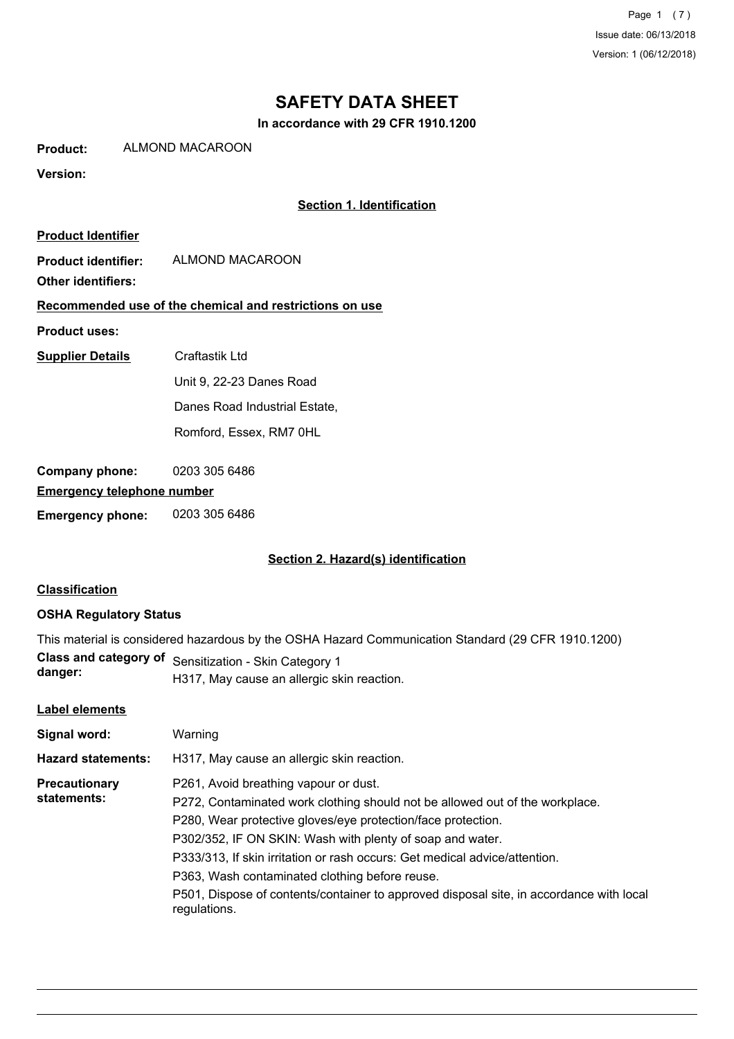Issue date: 06/13/2018

Version: 1 (06/12/2018)

# SAFETY DATA SHEET

**In accordance with 29 CFR 1910.1200**

**Product:** ALMOND MACAROON

**Version:**

## Section 1. Identification

**Product Identifier**

**Product identifier:** ALMOND MACAROON

**Other identifiers:**

**Recommended use of the chemical and restrictions on use**

**Product uses:**

**Supplier Details**

Craftastik Ltd
Unit 9, 22-23 Danes Road
Danes Road Industrial Estate,
Romford, Essex, RM7 0HL

**Company phone:** 0203 305 6486

**Emergency telephone number**

**Emergency phone:** 0203 305 6486

## Section 2. Hazard(s) identification

**Classification**

**OSHA Regulatory Status**

This material is considered hazardous by the OSHA Hazard Communication Standard (29 CFR 1910.1200)

**Class and category of danger:** Sensitization - Skin Category 1
H317, May cause an allergic skin reaction.

**Label elements**

**Signal word:** Warning

**Hazard statements:** H317, May cause an allergic skin reaction.

**Precautionary statements:**

P261, Avoid breathing vapour or dust.
P272, Contaminated work clothing should not be allowed out of the workplace.
P280, Wear protective gloves/eye protection/face protection.
P302/352, IF ON SKIN: Wash with plenty of soap and water.
P333/313, If skin irritation or rash occurs: Get medical advice/attention.
P363, Wash contaminated clothing before reuse.
P501, Dispose of contents/container to approved disposal site, in accordance with local regulations.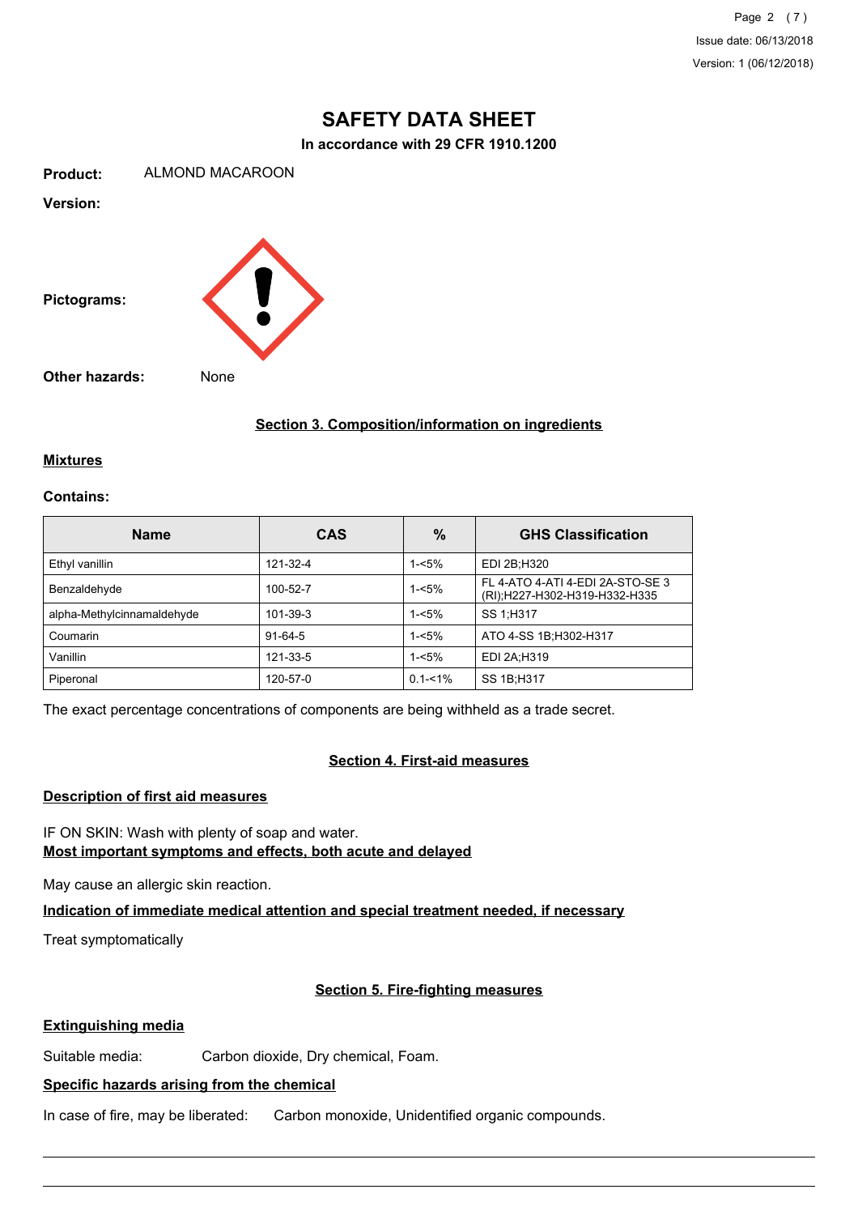# SAFETY DATA SHEET

**In accordance with 29 CFR 1910.1200**

**Product:** ALMOND MACAROON

**Version:**

**Pictograms:**

**Other hazards:** None

## Section 3. Composition/information on ingredients

### Mixtures

**Contains:**

| Name | CAS | % | GHS Classification |
|---|---|---|---|
| Ethyl vanillin | 121-32-4 | 1-<5% | EDI 2B;H320 |
| Benzaldehyde | 100-52-7 | 1-<5% | FL 4-ATO 4-ATI 4-EDI 2A-STO-SE 3 (RI);H227-H302-H319-H332-H335 |
| alpha-Methylcinnamaldehyde | 101-39-3 | 1-<5% | SS 1;H317 |
| Coumarin | 91-64-5 | 1-<5% | ATO 4-SS 1B;H302-H317 |
| Vanillin | 121-33-5 | 1-<5% | EDI 2A;H319 |
| Piperonal | 120-57-0 | 0.1-<1% | SS 1B;H317 |

The exact percentage concentrations of components are being withheld as a trade secret.

## Section 4. First-aid measures

### Description of first aid measures

IF ON SKIN: Wash with plenty of soap and water.

### Most important symptoms and effects, both acute and delayed

May cause an allergic skin reaction.

### Indication of immediate medical attention and special treatment needed, if necessary

Treat symptomatically

## Section 5. Fire-fighting measures

### Extinguishing media

Suitable media: Carbon dioxide, Dry chemical, Foam.

### Specific hazards arising from the chemical

In case of fire, may be liberated: Carbon monoxide, Unidentified organic compounds.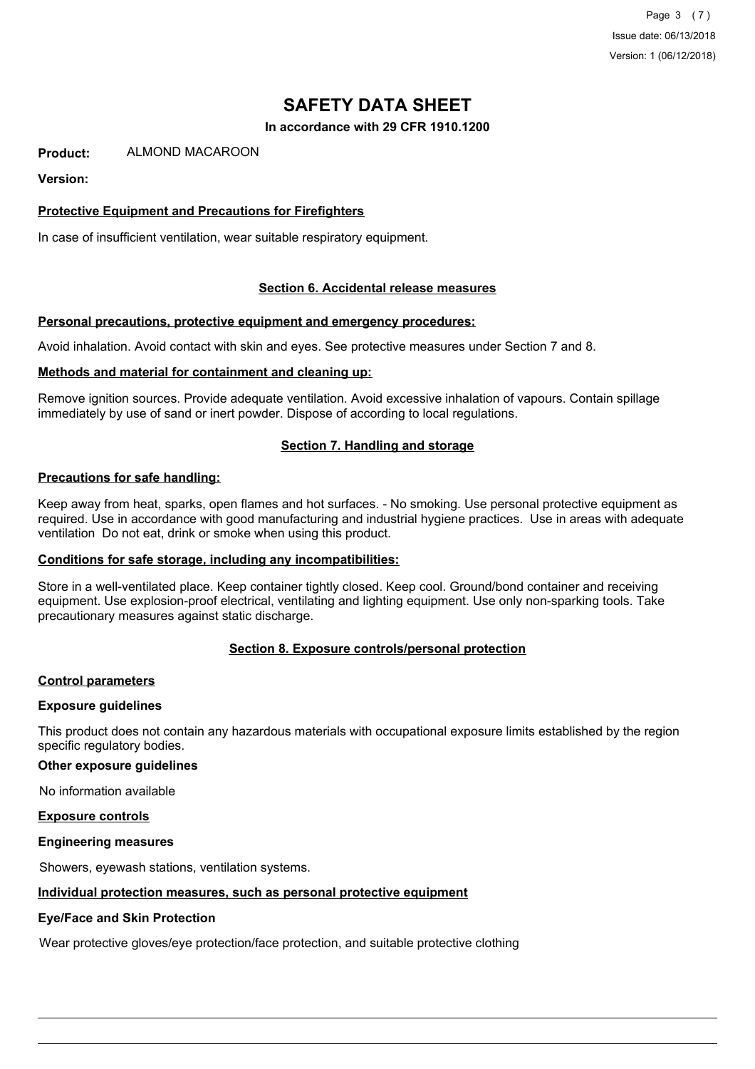# SAFETY DATA SHEET

**In accordance with 29 CFR 1910.1200**

**Product:** ALMOND MACAROON

**Version:**

**Protective Equipment and Precautions for Firefighters**

In case of insufficient ventilation, wear suitable respiratory equipment.

## Section 6. Accidental release measures

**Personal precautions, protective equipment and emergency procedures:**

Avoid inhalation. Avoid contact with skin and eyes. See protective measures under Section 7 and 8.

**Methods and material for containment and cleaning up:**

Remove ignition sources. Provide adequate ventilation. Avoid excessive inhalation of vapours. Contain spillage immediately by use of sand or inert powder. Dispose of according to local regulations.

## Section 7. Handling and storage

**Precautions for safe handling:**

Keep away from heat, sparks, open flames and hot surfaces. - No smoking. Use personal protective equipment as required. Use in accordance with good manufacturing and industrial hygiene practices. Use in areas with adequate ventilation Do not eat, drink or smoke when using this product.

**Conditions for safe storage, including any incompatibilities:**

Store in a well-ventilated place. Keep container tightly closed. Keep cool. Ground/bond container and receiving equipment. Use explosion-proof electrical, ventilating and lighting equipment. Use only non-sparking tools. Take precautionary measures against static discharge.

## Section 8. Exposure controls/personal protection

**Control parameters**

**Exposure guidelines**

This product does not contain any hazardous materials with occupational exposure limits established by the region specific regulatory bodies.

**Other exposure guidelines**

No information available

**Exposure controls**

**Engineering measures**

Showers, eyewash stations, ventilation systems.

**Individual protection measures, such as personal protective equipment**

**Eye/Face and Skin Protection**

Wear protective gloves/eye protection/face protection, and suitable protective clothing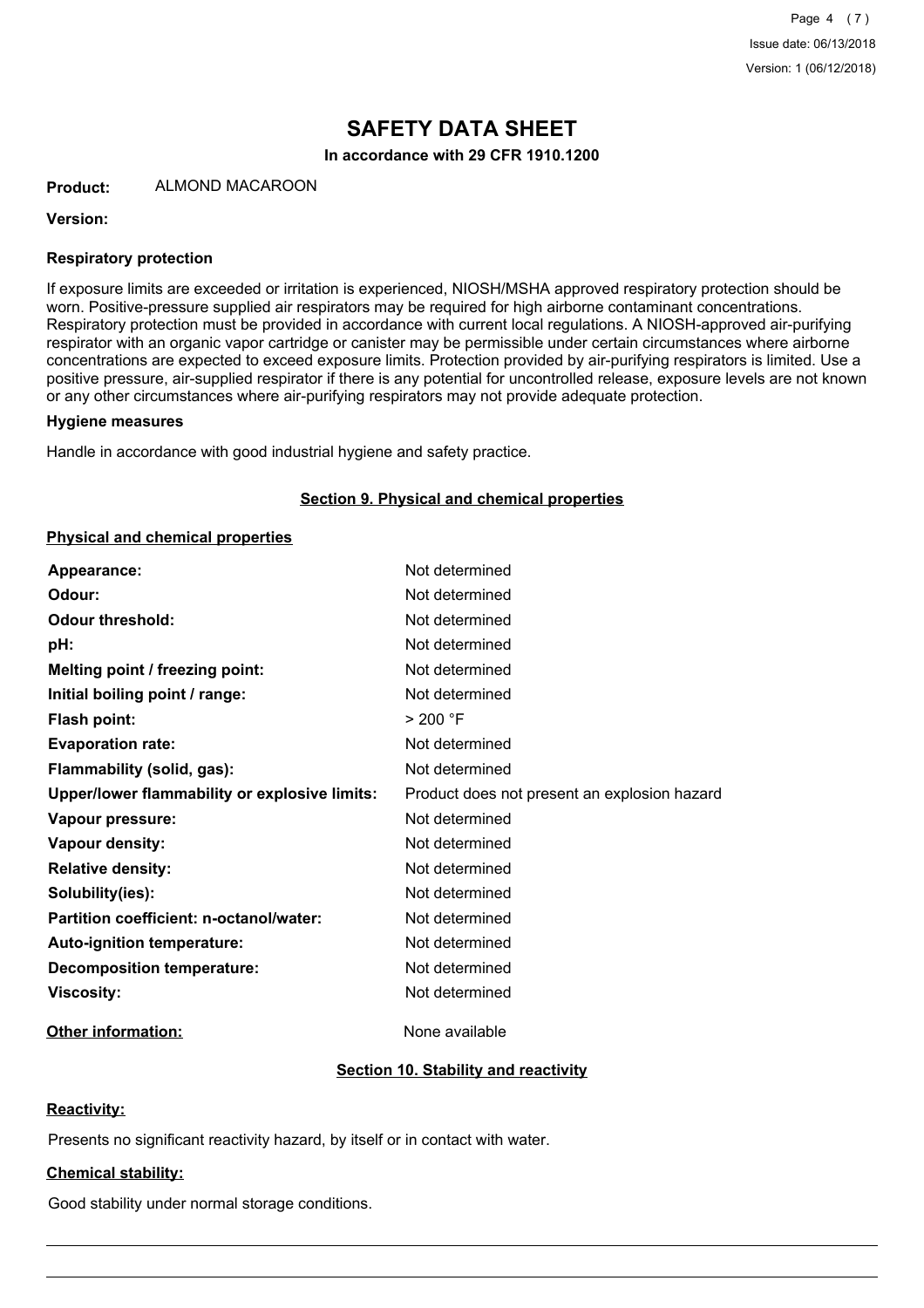# SAFETY DATA SHEET

**In accordance with 29 CFR 1910.1200**

**Product:** ALMOND MACAROON

**Version:**

### Respiratory protection

If exposure limits are exceeded or irritation is experienced, NIOSH/MSHA approved respiratory protection should be worn. Positive-pressure supplied air respirators may be required for high airborne contaminant concentrations. Respiratory protection must be provided in accordance with current local regulations. A NIOSH-approved air-purifying respirator with an organic vapor cartridge or canister may be permissible under certain circumstances where airborne concentrations are expected to exceed exposure limits. Protection provided by air-purifying respirators is limited. Use a positive pressure, air-supplied respirator if there is any potential for uncontrolled release, exposure levels are not known or any other circumstances where air-purifying respirators may not provide adequate protection.

### Hygiene measures

Handle in accordance with good industrial hygiene and safety practice.

## Section 9. Physical and chemical properties

### Physical and chemical properties

| | |
|---|---|
| **Appearance:** | Not determined |
| **Odour:** | Not determined |
| **Odour threshold:** | Not determined |
| **pH:** | Not determined |
| **Melting point / freezing point:** | Not determined |
| **Initial boiling point / range:** | Not determined |
| **Flash point:** | > 200 °F |
| **Evaporation rate:** | Not determined |
| **Flammability (solid, gas):** | Not determined |
| **Upper/lower flammability or explosive limits:** | Product does not present an explosion hazard |
| **Vapour pressure:** | Not determined |
| **Vapour density:** | Not determined |
| **Relative density:** | Not determined |
| **Solubility(ies):** | Not determined |
| **Partition coefficient: n-octanol/water:** | Not determined |
| **Auto-ignition temperature:** | Not determined |
| **Decomposition temperature:** | Not determined |
| **Viscosity:** | Not determined |

**Other information:** None available

## Section 10. Stability and reactivity

### Reactivity:

Presents no significant reactivity hazard, by itself or in contact with water.

### Chemical stability:

Good stability under normal storage conditions.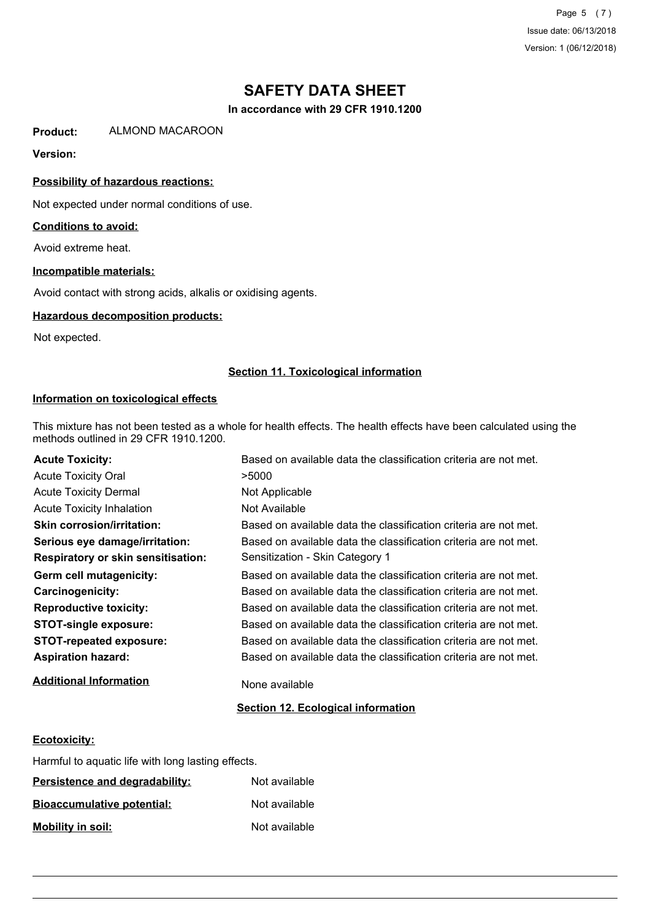# SAFETY DATA SHEET

**In accordance with 29 CFR 1910.1200**

**Product:** ALMOND MACAROON

**Version:**

**Possibility of hazardous reactions:**

Not expected under normal conditions of use.

**Conditions to avoid:**

Avoid extreme heat.

**Incompatible materials:**

Avoid contact with strong acids, alkalis or oxidising agents.

**Hazardous decomposition products:**

Not expected.

## Section 11. Toxicological information

**Information on toxicological effects**

This mixture has not been tested as a whole for health effects. The health effects have been calculated using the methods outlined in 29 CFR 1910.1200.

| | |
|---|---|
| **Acute Toxicity:** | Based on available data the classification criteria are not met. |
| Acute Toxicity Oral | >5000 |
| Acute Toxicity Dermal | Not Applicable |
| Acute Toxicity Inhalation | Not Available |
| **Skin corrosion/irritation:** | Based on available data the classification criteria are not met. |
| **Serious eye damage/irritation:** | Based on available data the classification criteria are not met. |
| **Respiratory or skin sensitisation:** | Sensitization - Skin Category 1 |
| **Germ cell mutagenicity:** | Based on available data the classification criteria are not met. |
| **Carcinogenicity:** | Based on available data the classification criteria are not met. |
| **Reproductive toxicity:** | Based on available data the classification criteria are not met. |
| **STOT-single exposure:** | Based on available data the classification criteria are not met. |
| **STOT-repeated exposure:** | Based on available data the classification criteria are not met. |
| **Aspiration hazard:** | Based on available data the classification criteria are not met. |

**Additional Information** None available

## Section 12. Ecological information

**Ecotoxicity:**

Harmful to aquatic life with long lasting effects.

**Persistence and degradability:** Not available

**Bioaccumulative potential:** Not available

**Mobility in soil:** Not available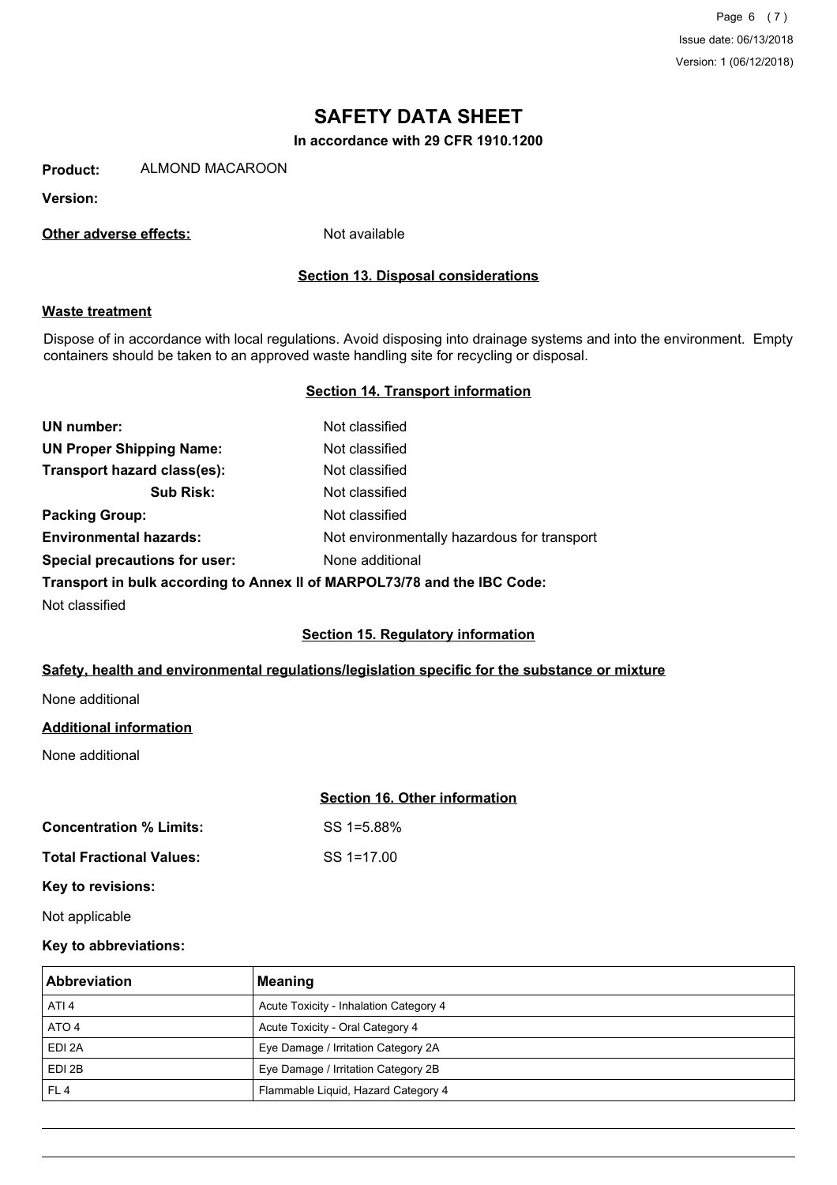# SAFETY DATA SHEET

**In accordance with 29 CFR 1910.1200**

**Product:** ALMOND MACAROON

**Version:**

**Other adverse effects:** Not available

## Section 13. Disposal considerations

**Waste treatment**

Dispose of in accordance with local regulations. Avoid disposing into drainage systems and into the environment. Empty containers should be taken to an approved waste handling site for recycling or disposal.

## Section 14. Transport information

**UN number:** Not classified

**UN Proper Shipping Name:** Not classified

**Transport hazard class(es):** Not classified

**Sub Risk:** Not classified

**Packing Group:** Not classified

**Environmental hazards:** Not environmentally hazardous for transport

**Special precautions for user:** None additional

**Transport in bulk according to Annex II of MARPOL73/78 and the IBC Code:**

Not classified

## Section 15. Regulatory information

**Safety, health and environmental regulations/legislation specific for the substance or mixture**

None additional

**Additional information**

None additional

## Section 16. Other information

**Concentration % Limits:** SS 1=5.88%

**Total Fractional Values:** SS 1=17.00

**Key to revisions:**

Not applicable

**Key to abbreviations:**

| Abbreviation | Meaning |
|---|---|
| ATI 4 | Acute Toxicity - Inhalation Category 4 |
| ATO 4 | Acute Toxicity - Oral Category 4 |
| EDI 2A | Eye Damage / Irritation Category 2A |
| EDI 2B | Eye Damage / Irritation Category 2B |
| FL 4 | Flammable Liquid, Hazard Category 4 |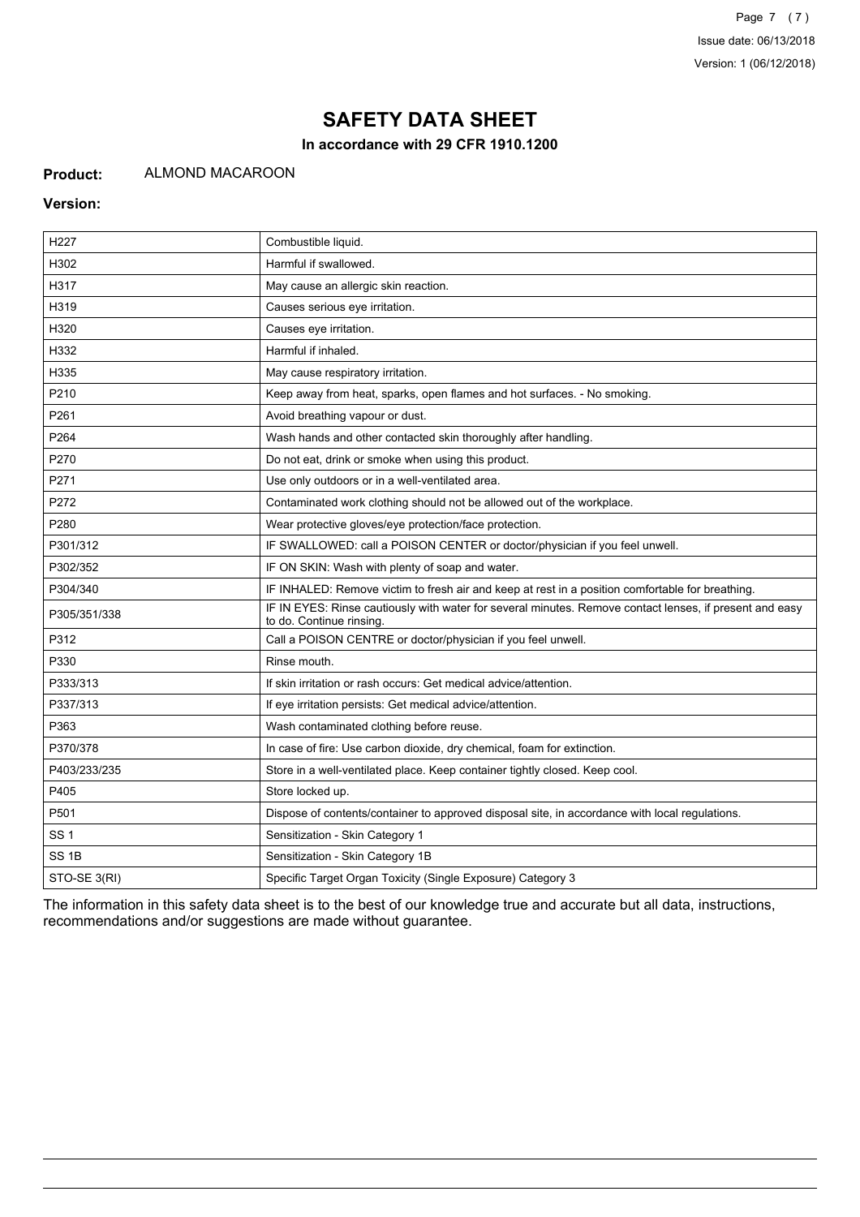# SAFETY DATA SHEET

**In accordance with 29 CFR 1910.1200**

**Product:** ALMOND MACAROON

**Version:**

| | |
|---|---|
| H227 | Combustible liquid. |
| H302 | Harmful if swallowed. |
| H317 | May cause an allergic skin reaction. |
| H319 | Causes serious eye irritation. |
| H320 | Causes eye irritation. |
| H332 | Harmful if inhaled. |
| H335 | May cause respiratory irritation. |
| P210 | Keep away from heat, sparks, open flames and hot surfaces. - No smoking. |
| P261 | Avoid breathing vapour or dust. |
| P264 | Wash hands and other contacted skin thoroughly after handling. |
| P270 | Do not eat, drink or smoke when using this product. |
| P271 | Use only outdoors or in a well-ventilated area. |
| P272 | Contaminated work clothing should not be allowed out of the workplace. |
| P280 | Wear protective gloves/eye protection/face protection. |
| P301/312 | IF SWALLOWED: call a POISON CENTER or doctor/physician if you feel unwell. |
| P302/352 | IF ON SKIN: Wash with plenty of soap and water. |
| P304/340 | IF INHALED: Remove victim to fresh air and keep at rest in a position comfortable for breathing. |
| P305/351/338 | IF IN EYES: Rinse cautiously with water for several minutes. Remove contact lenses, if present and easy to do. Continue rinsing. |
| P312 | Call a POISON CENTRE or doctor/physician if you feel unwell. |
| P330 | Rinse mouth. |
| P333/313 | If skin irritation or rash occurs: Get medical advice/attention. |
| P337/313 | If eye irritation persists: Get medical advice/attention. |
| P363 | Wash contaminated clothing before reuse. |
| P370/378 | In case of fire: Use carbon dioxide, dry chemical, foam for extinction. |
| P403/233/235 | Store in a well-ventilated place. Keep container tightly closed. Keep cool. |
| P405 | Store locked up. |
| P501 | Dispose of contents/container to approved disposal site, in accordance with local regulations. |
| SS 1 | Sensitization - Skin Category 1 |
| SS 1B | Sensitization - Skin Category 1B |
| STO-SE 3(RI) | Specific Target Organ Toxicity (Single Exposure) Category 3 |

The information in this safety data sheet is to the best of our knowledge true and accurate but all data, instructions, recommendations and/or suggestions are made without guarantee.